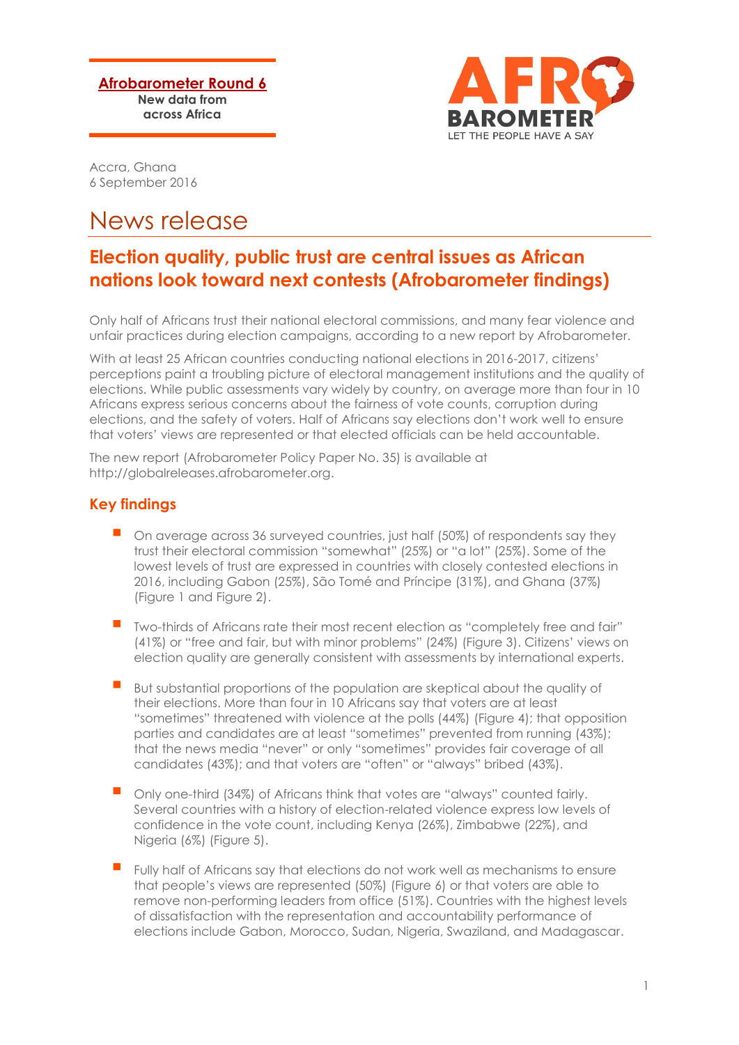**Afrobarometer Round 6**
**New data from across Africa**

Accra, Ghana
6 September 2016

# News release

## Election quality, public trust are central issues as African nations look toward next contests (Afrobarometer findings)

Only half of Africans trust their national electoral commissions, and many fear violence and unfair practices during election campaigns, according to a new report by Afrobarometer.

With at least 25 African countries conducting national elections in 2016-2017, citizens' perceptions paint a troubling picture of electoral management institutions and the quality of elections. While public assessments vary widely by country, on average more than four in 10 Africans express serious concerns about the fairness of vote counts, corruption during elections, and the safety of voters. Half of Africans say elections don't work well to ensure that voters' views are represented or that elected officials can be held accountable.

The new report (Afrobarometer Policy Paper No. 35) is available at http://globalreleases.afrobarometer.org.

### Key findings

- On average across 36 surveyed countries, just half (50%) of respondents say they trust their electoral commission "somewhat" (25%) or "a lot" (25%). Some of the lowest levels of trust are expressed in countries with closely contested elections in 2016, including Gabon (25%), São Tomé and Príncipe (31%), and Ghana (37%) (Figure 1 and Figure 2).

- Two-thirds of Africans rate their most recent election as "completely free and fair" (41%) or "free and fair, but with minor problems" (24%) (Figure 3). Citizens' views on election quality are generally consistent with assessments by international experts.

- But substantial proportions of the population are skeptical about the quality of their elections. More than four in 10 Africans say that voters are at least "sometimes" threatened with violence at the polls (44%) (Figure 4); that opposition parties and candidates are at least "sometimes" prevented from running (43%); that the news media "never" or only "sometimes" provides fair coverage of all candidates (43%); and that voters are "often" or "always" bribed (43%).

- Only one-third (34%) of Africans think that votes are "always" counted fairly. Several countries with a history of election-related violence express low levels of confidence in the vote count, including Kenya (26%), Zimbabwe (22%), and Nigeria (6%) (Figure 5).

- Fully half of Africans say that elections do not work well as mechanisms to ensure that people's views are represented (50%) (Figure 6) or that voters are able to remove non-performing leaders from office (51%). Countries with the highest levels of dissatisfaction with the representation and accountability performance of elections include Gabon, Morocco, Sudan, Nigeria, Swaziland, and Madagascar.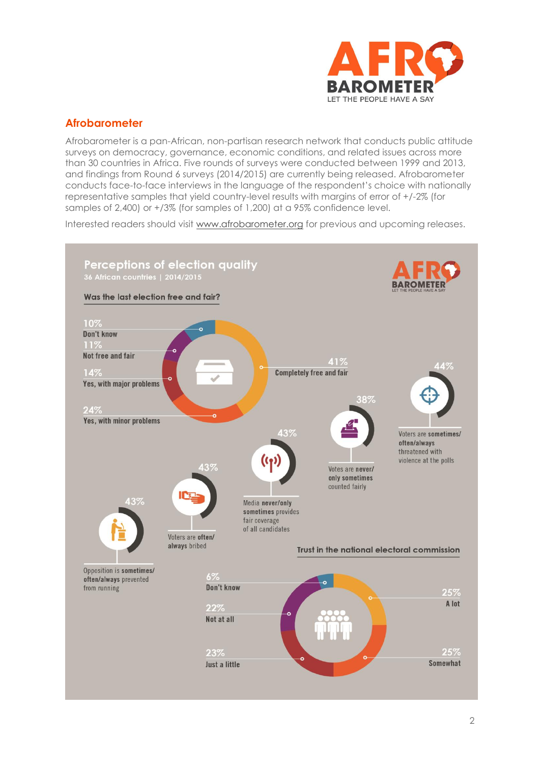## Afrobarometer

Afrobarometer is a pan-African, non-partisan research network that conducts public attitude surveys on democracy, governance, economic conditions, and related issues across more than 30 countries in Africa. Five rounds of surveys were conducted between 1999 and 2013, and findings from Round 6 surveys (2014/2015) are currently being released. Afrobarometer conducts face-to-face interviews in the language of the respondent's choice with nationally representative samples that yield country-level results with margins of error of +/-2% (for samples of 2,400) or +/3% (for samples of 1,200) at a 95% confidence level.

Interested readers should visit www.afrobarometer.org for previous and upcoming releases.

### Perceptions of election quality

36 African countries | 2014/2015

**Was the last election free and fair?**

- 41% Completely free and fair
- 24% Yes, with minor problems
- 14% Yes, with major problems
- 11% Not free and fair
- 10% Don't know

- 44% Voters are **sometimes/often/always** threatened with violence at the polls
- 38% Votes are **never/only sometimes** counted fairly
- 43% Media **never/only sometimes** provides fair coverage of all candidates
- 43% Voters are **often/always** bribed
- 43% Opposition is **sometimes/often/always** prevented from running

**Trust in the national electoral commission**

- 25% A lot
- 25% Somewhat
- 23% Just a little
- 22% Not at all
- 6% Don't know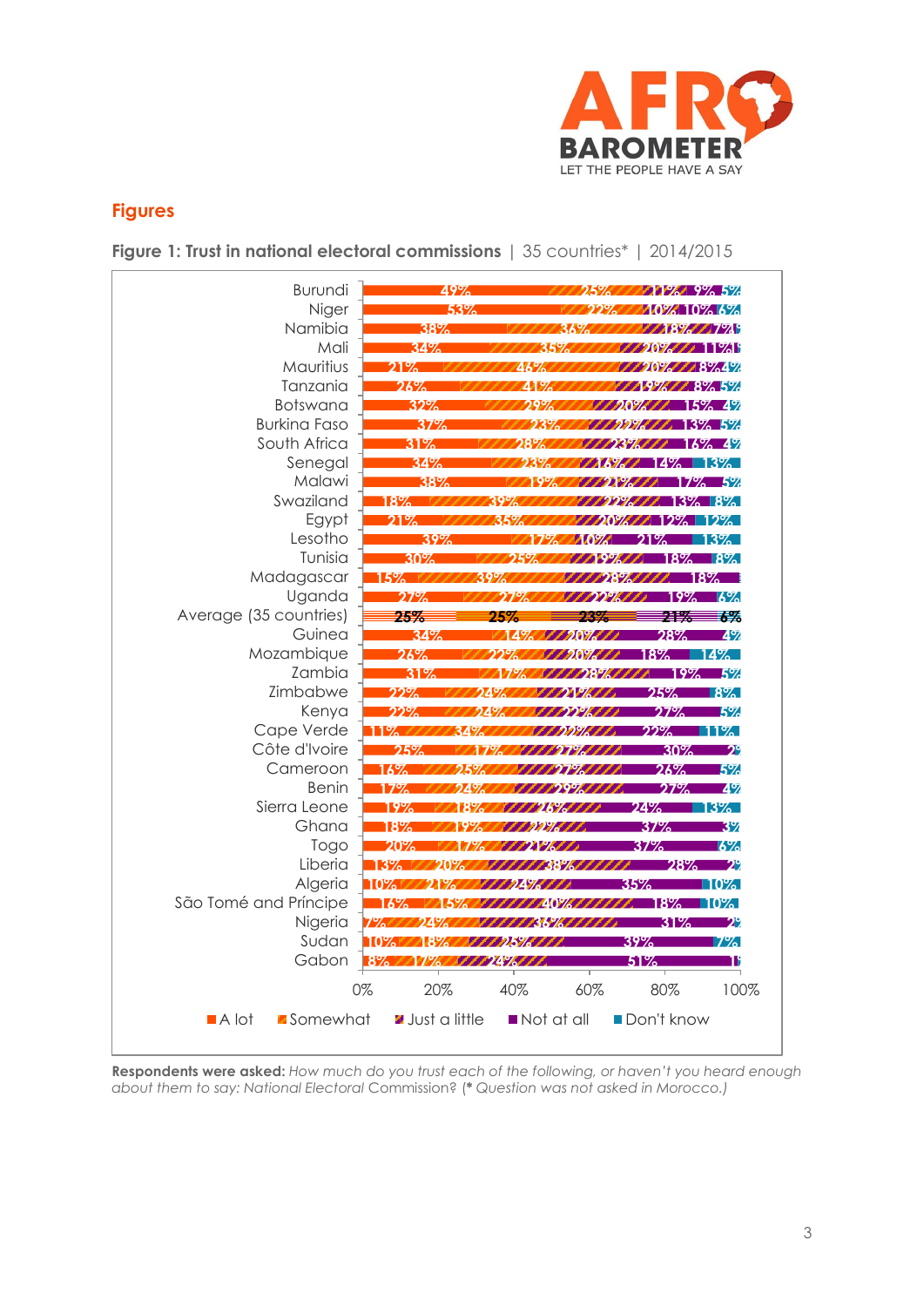## Figures

**Figure 1: Trust in national electoral commissions** | 35 countries* | 2014/2015

| Country | A lot | Somewhat | Just a little | Not at all | Don't know |
|---|---|---|---|---|---|
| Burundi | 49% | 25% | 11% | 9% | 5% |
| Niger | 53% | 22% | 10% | 10% | 6% |
| Namibia | 38% | 36% | 18% | 7% | 1% |
| Mali | 34% | 35% | 20% | 11% | 1% |
| Mauritius | 21% | 46% | 20% | 8% | 4% |
| Tanzania | 26% | 41% | 19% | 8% | 5% |
| Botswana | 32% | 29% | 20% | 15% | 4% |
| Burkina Faso | 37% | 23% | 22% | 13% | 5% |
| South Africa | 31% | 28% | 23% | 16% | 4% |
| Senegal | 34% | 23% | 16% | 14% | 13% |
| Malawi | 38% | 19% | 21% | 17% | 5% |
| Swaziland | 18% | 39% | 22% | 13% | 8% |
| Egypt | 21% | 35% | 20% | 12% | 12% |
| Lesotho | 39% | 17% | 10% | 21% | 13% |
| Tunisia | 30% | 25% | 19% | 18% | 8% |
| Madagascar | 15% | 39% | 28% | 18% | |
| Uganda | 27% | 27% | 22% | 19% | 6% |
| **Average (35 countries)** | **25%** | **25%** | **23%** | **21%** | **6%** |
| Guinea | 34% | 14% | 20% | 28% | 4% |
| Mozambique | 26% | 22% | 20% | 18% | 14% |
| Zambia | 31% | 17% | 28% | 19% | 5% |
| Zimbabwe | 22% | 24% | 21% | 25% | 8% |
| Kenya | 22% | 24% | 22% | 27% | 5% |
| Cape Verde | 11% | 34% | 22% | 22% | 11% |
| Côte d'Ivoire | 25% | 17% | 27% | 30% | 2% |
| Cameroon | 16% | 25% | 27% | 26% | 5% |
| Benin | 17% | 24% | 29% | 27% | 4% |
| Sierra Leone | 19% | 18% | 26% | 24% | 13% |
| Ghana | 18% | 19% | 22% | 37% | 3% |
| Togo | 20% | 17% | 21% | 37% | 6% |
| Liberia | 13% | 20% | 38% | 28% | 2% |
| Algeria | 10% | 21% | 24% | 35% | 10% |
| São Tomé and Príncipe | 16% | 15% | 40% | 18% | 10% |
| Nigeria | 7% | 24% | 36% | 31% | 2% |
| Sudan | 10% | 18% | 25% | 39% | 7% |
| Gabon | 8% | 17% | 24% | 51% | 1% |

**Respondents were asked:** *How much do you trust each of the following, or haven't you heard enough about them to say: National Electoral Commission?* (*\* Question was not asked in Morocco.*)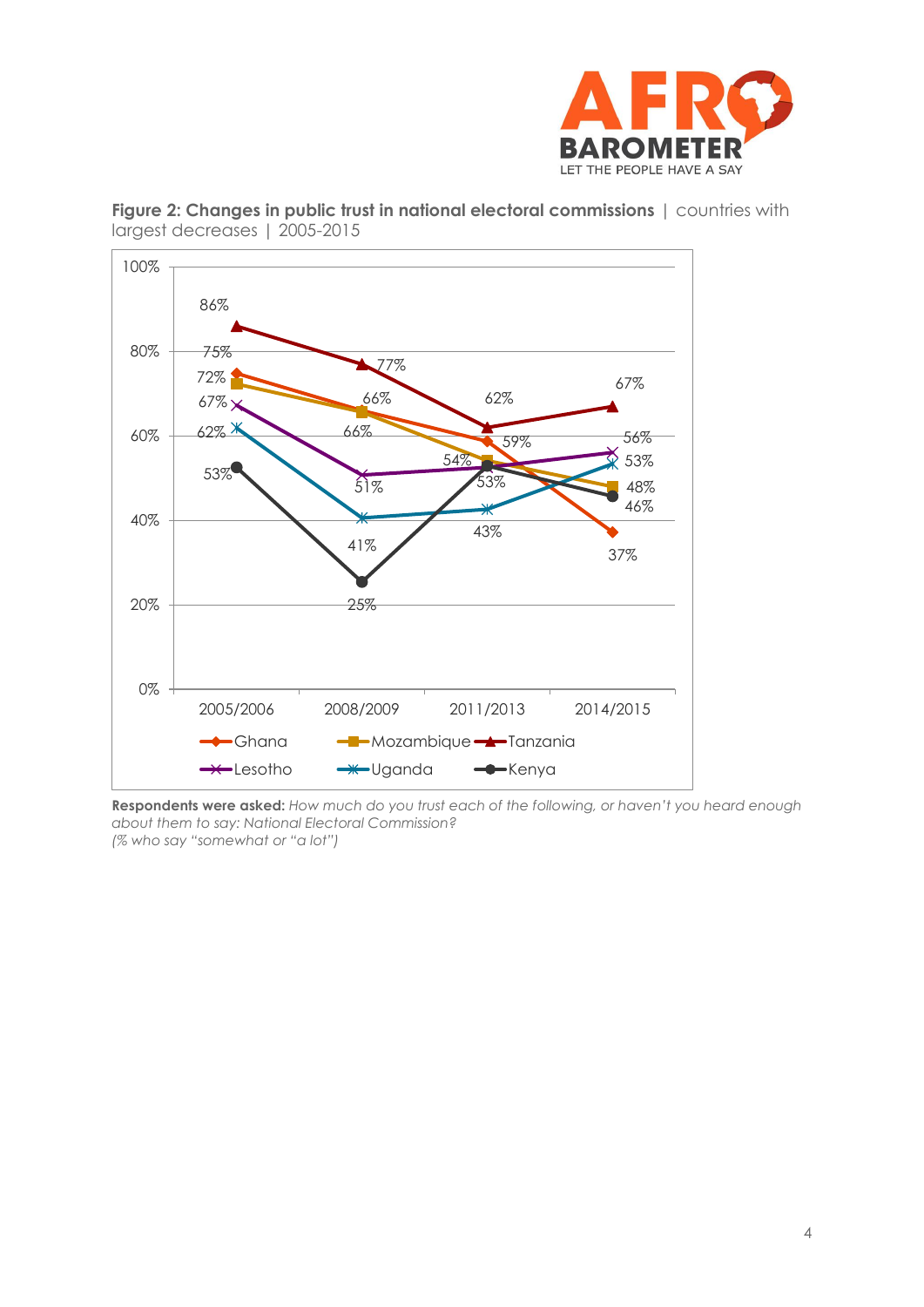**Figure 2: Changes in public trust in national electoral commissions** | countries with largest decreases | 2005-2015

| | 2005/2006 | 2008/2009 | 2011/2013 | 2014/2015 |
|---|---|---|---|---|
| Ghana | 75% | 66% | 59% | 37% |
| Mozambique | 72% | 66% | 54% | 48% |
| Tanzania | 86% | 77% | 62% | 67% |
| Lesotho | 67% | 51% | 53% | 56% |
| Uganda | 62% | 41% | 43% | 53% |
| Kenya | 53% | 25% | 53% | 46% |

**Respondents were asked:** *How much do you trust each of the following, or haven't you heard enough about them to say: National Electoral Commission?*
*(% who say "somewhat or "a lot")*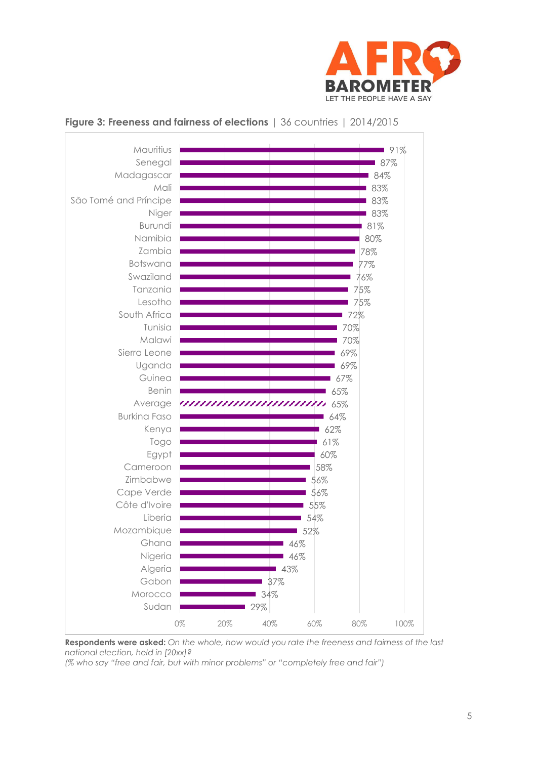**Figure 3: Freeness and fairness of elections** | 36 countries | 2014/2015

| Country | % |
|---|---|
| Mauritius | 91% |
| Senegal | 87% |
| Madagascar | 84% |
| Mali | 83% |
| São Tomé and Príncipe | 83% |
| Niger | 83% |
| Burundi | 81% |
| Namibia | 80% |
| Zambia | 78% |
| Botswana | 77% |
| Swaziland | 76% |
| Tanzania | 75% |
| Lesotho | 75% |
| South Africa | 72% |
| Tunisia | 70% |
| Malawi | 70% |
| Sierra Leone | 69% |
| Uganda | 69% |
| Guinea | 67% |
| Benin | 65% |
| Average | 65% |
| Burkina Faso | 64% |
| Kenya | 62% |
| Togo | 61% |
| Egypt | 60% |
| Cameroon | 58% |
| Zimbabwe | 56% |
| Cape Verde | 56% |
| Côte d'Ivoire | 55% |
| Liberia | 54% |
| Mozambique | 52% |
| Ghana | 46% |
| Nigeria | 46% |
| Algeria | 43% |
| Gabon | 37% |
| Morocco | 34% |
| Sudan | 29% |

**Respondents were asked:** *On the whole, how would you rate the freeness and fairness of the last national election, held in [20xx]?*
*(% who say "free and fair, but with minor problems" or "completely free and fair")*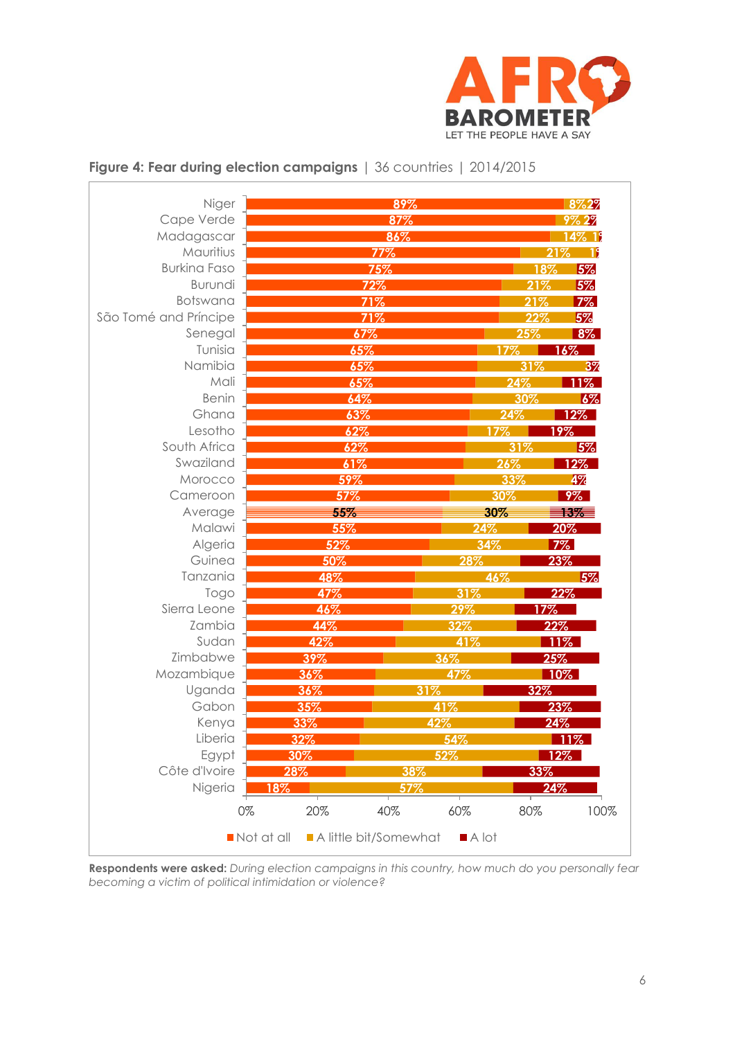**Figure 4: Fear during election campaigns** | 36 countries | 2014/2015

| Country | Not at all | A little bit/Somewhat | A lot |
|---|---|---|---|
| Niger | 89% | 8% | 2% |
| Cape Verde | 87% | 9% | 2% |
| Madagascar | 86% | 14% | 1% |
| Mauritius | 77% | 21% | 1% |
| Burkina Faso | 75% | 18% | 5% |
| Burundi | 72% | 21% | 5% |
| Botswana | 71% | 21% | 7% |
| São Tomé and Príncipe | 71% | 22% | 5% |
| Senegal | 67% | 25% | 8% |
| Tunisia | 65% | 17% | 16% |
| Namibia | 65% | 31% | 3% |
| Mali | 65% | 24% | 11% |
| Benin | 64% | 30% | 6% |
| Ghana | 63% | 24% | 12% |
| Lesotho | 62% | 17% | 19% |
| South Africa | 62% | 31% | 5% |
| Swaziland | 61% | 26% | 12% |
| Morocco | 59% | 33% | 4% |
| Cameroon | 57% | 30% | 9% |
| Average | 55% | 30% | 13% |
| Malawi | 55% | 24% | 20% |
| Algeria | 52% | 34% | 7% |
| Guinea | 50% | 28% | 23% |
| Tanzania | 48% | 46% | 5% |
| Togo | 47% | 31% | 22% |
| Sierra Leone | 46% | 29% | 17% |
| Zambia | 44% | 32% | 22% |
| Sudan | 42% | 41% | 11% |
| Zimbabwe | 39% | 36% | 25% |
| Mozambique | 36% | 47% | 10% |
| Uganda | 36% | 31% | 32% |
| Gabon | 35% | 41% | 23% |
| Kenya | 33% | 42% | 24% |
| Liberia | 32% | 54% | 11% |
| Egypt | 30% | 52% | 12% |
| Côte d'Ivoire | 28% | 38% | 33% |
| Nigeria | 18% | 57% | 24% |

**Respondents were asked:** *During election campaigns in this country, how much do you personally fear becoming a victim of political intimidation or violence?*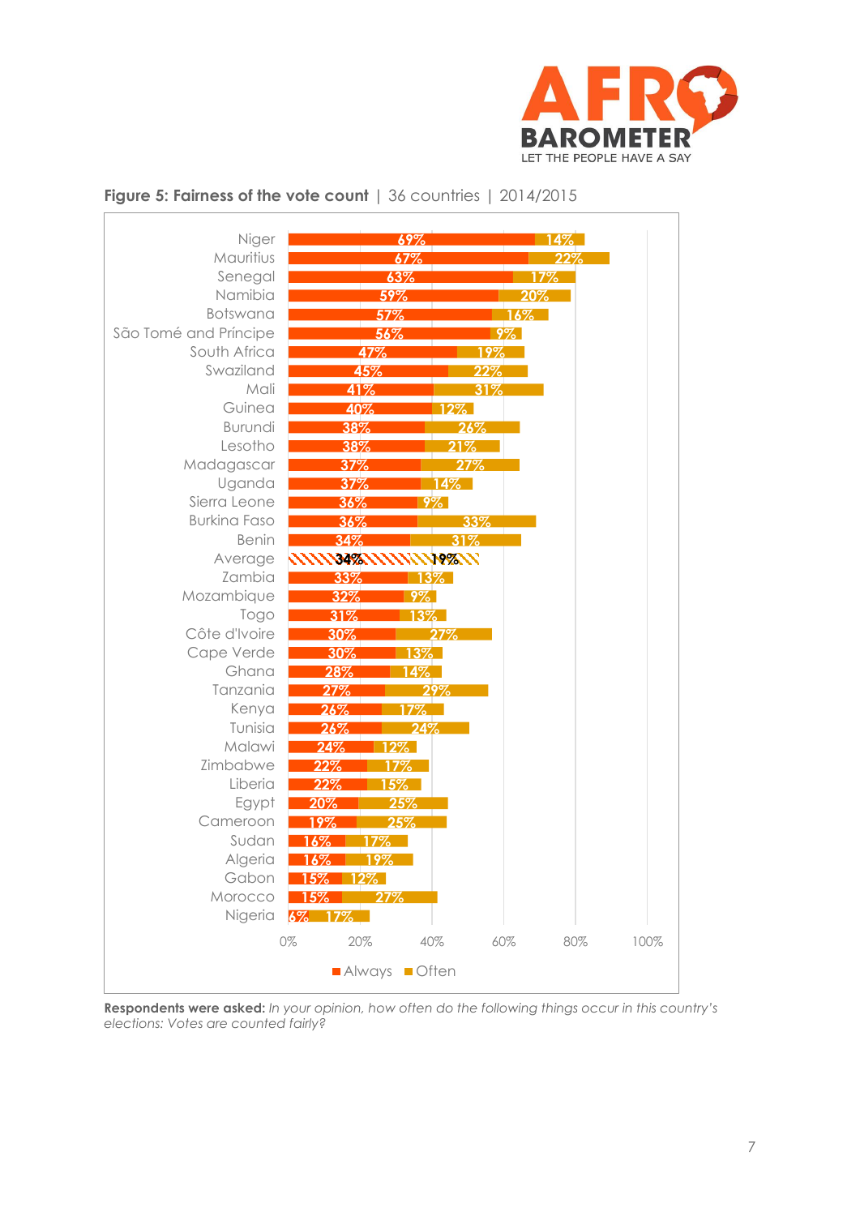**Figure 5: Fairness of the vote count** | 36 countries | 2014/2015

| Country | Always | Often |
|---|---|---|
| Niger | 69% | 14% |
| Mauritius | 67% | 22% |
| Senegal | 63% | 17% |
| Namibia | 59% | 20% |
| Botswana | 57% | 16% |
| São Tomé and Príncipe | 56% | 9% |
| South Africa | 47% | 19% |
| Swaziland | 45% | 22% |
| Mali | 41% | 31% |
| Guinea | 40% | 12% |
| Burundi | 38% | 26% |
| Lesotho | 38% | 21% |
| Madagascar | 37% | 27% |
| Uganda | 37% | 14% |
| Sierra Leone | 36% | 9% |
| Burkina Faso | 36% | 33% |
| Benin | 34% | 31% |
| Average | 34% | 19% |
| Zambia | 33% | 13% |
| Mozambique | 32% | 9% |
| Togo | 31% | 13% |
| Côte d'Ivoire | 30% | 27% |
| Cape Verde | 30% | 13% |
| Ghana | 28% | 14% |
| Tanzania | 27% | 29% |
| Kenya | 26% | 17% |
| Tunisia | 26% | 24% |
| Malawi | 24% | 12% |
| Zimbabwe | 22% | 17% |
| Liberia | 22% | 15% |
| Egypt | 20% | 25% |
| Cameroon | 19% | 25% |
| Sudan | 16% | 17% |
| Algeria | 16% | 19% |
| Gabon | 15% | 12% |
| Morocco | 15% | 27% |
| Nigeria | 6% | 17% |

**Respondents were asked:** *In your opinion, how often do the following things occur in this country's elections: Votes are counted fairly?*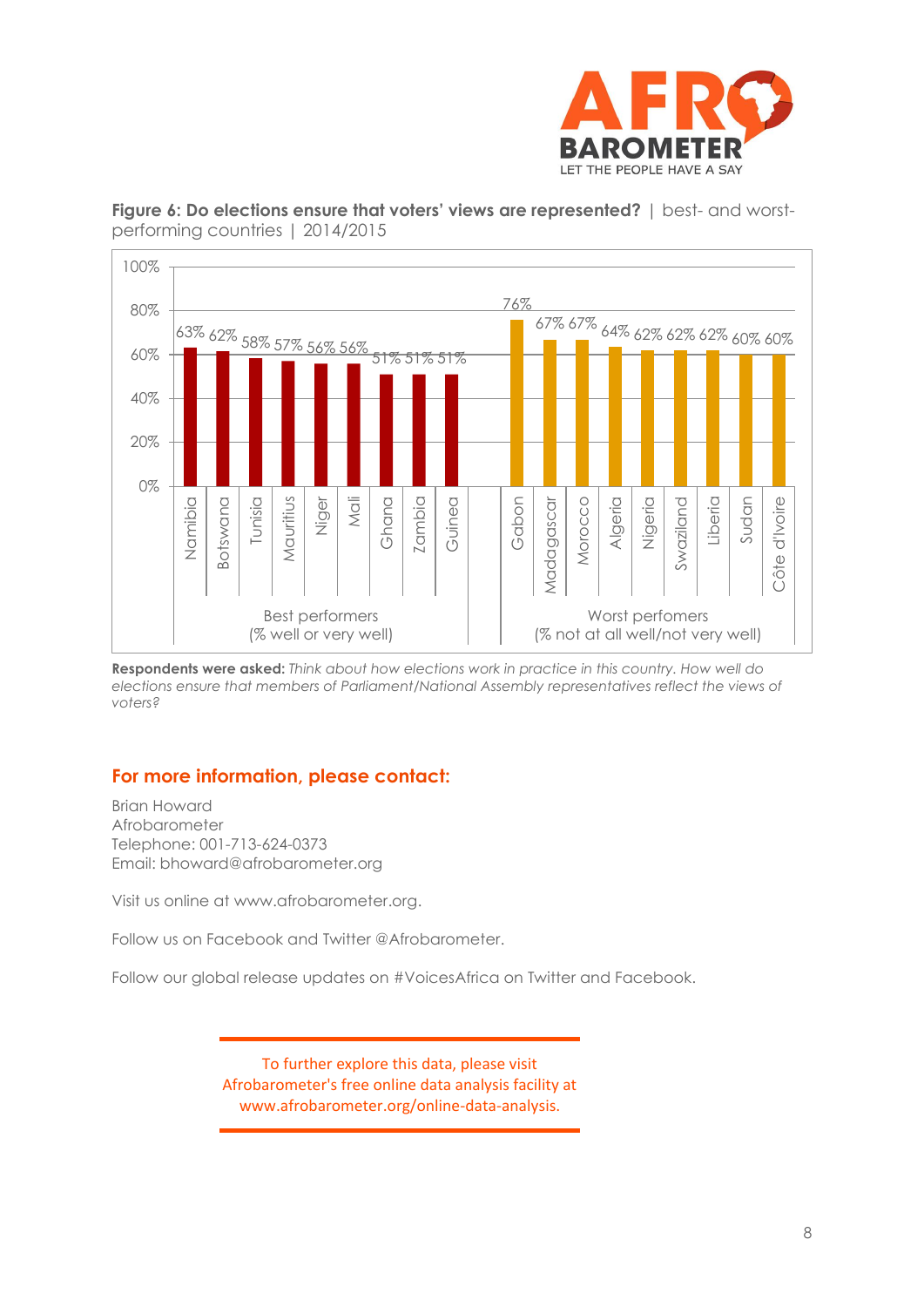**Figure 6: Do elections ensure that voters' views are represented?** | best- and worst-performing countries | 2014/2015

100%
80%
60%
40%
20%
0%

63% 62% 58% 57% 56% 56% 51% 51% 51%

Namibia, Botswana, Tunisia, Mauritius, Niger, Mali, Ghana, Zambia, Guinea

Best performers
(% well or very well)

76% 67% 67% 64% 62% 62% 62% 60% 60%

Gabon, Madagascar, Morocco, Algeria, Nigeria, Swaziland, Liberia, Sudan, Côte d'Ivoire

Worst perfomers
(% not at all well/not very well)

**Respondents were asked:** *Think about how elections work in practice in this country. How well do elections ensure that members of Parliament/National Assembly representatives reflect the views of voters?*

## For more information, please contact:

Brian Howard
Afrobarometer
Telephone: 001-713-624-0373
Email: bhoward@afrobarometer.org

Visit us online at www.afrobarometer.org.

Follow us on Facebook and Twitter @Afrobarometer.

Follow our global release updates on #VoicesAfrica on Twitter and Facebook.

To further explore this data, please visit Afrobarometer's free online data analysis facility at www.afrobarometer.org/online-data-analysis.